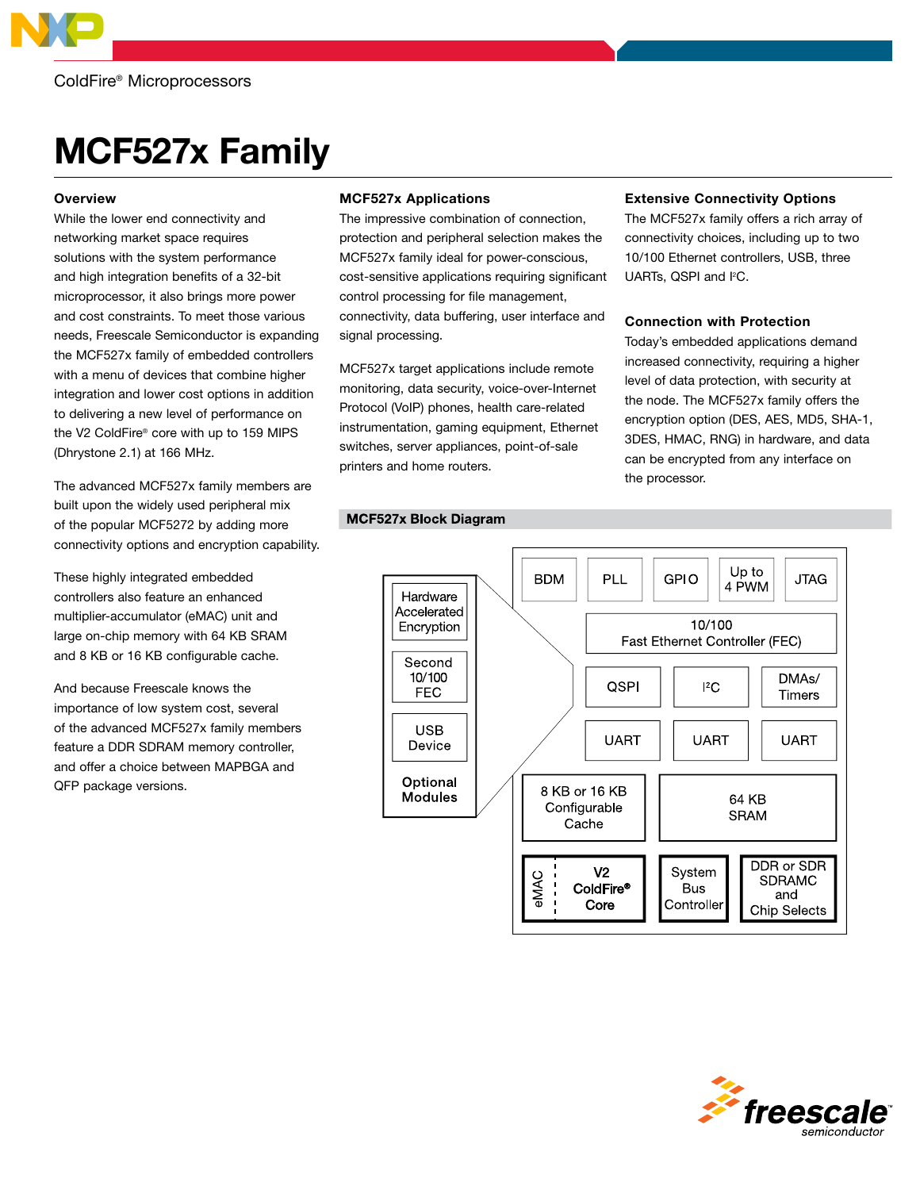ColdFire® Microprocessors

# MCF527x Family

## Overview

While the lower end connectivity and networking market space requires solutions with the system performance and high integration benefits of a 32-bit microprocessor, it also brings more power and cost constraints. To meet those various needs, Freescale Semiconductor is expanding the MCF527x family of embedded controllers with a menu of devices that combine higher integration and lower cost options in addition to delivering a new level of performance on the V2 ColdFire® core with up to 159 MIPS (Dhrystone 2.1) at 166 MHz.

The advanced MCF527x family members are built upon the widely used peripheral mix of the popular MCF5272 by adding more connectivity options and encryption capability.

These highly integrated embedded controllers also feature an enhanced multiplier-accumulator (eMAC) unit and large on-chip memory with 64 KB SRAM and 8 KB or 16 KB configurable cache.

And because Freescale knows the importance of low system cost, several of the advanced MCF527x family members feature a DDR SDRAM memory controller, and offer a choice between MAPBGA and QFP package versions.

## MCF527x Applications

The impressive combination of connection, protection and peripheral selection makes the MCF527x family ideal for power-conscious, cost-sensitive applications requiring significant control processing for file management, connectivity, data buffering, user interface and signal processing.

MCF527x target applications include remote monitoring, data security, voice-over-Internet Protocol (VoIP) phones, health care-related instrumentation, gaming equipment, Ethernet switches, server appliances, point-of-sale printers and home routers.

## Extensive Connectivity Options

The MCF527x family offers a rich array of connectivity choices, including up to two 10/100 Ethernet controllers, USB, three UARTs, QSPI and I²C.

## Connection with Protection

Today's embedded applications demand increased connectivity, requiring a higher level of data protection, with security at the node. The MCF527x family offers the encryption option (DES, AES, MD5, SHA-1, 3DES, HMAC, RNG) in hardware, and data can be encrypted from any interface on the processor.

## MCF527x Block Diagram

Optional Modules:
- Hardware Accelerated Encryption
- Second 10/100 FEC
- USB Device

Core blocks:
- BDM
- PLL
- GPIO
- Up to 4 PWM
- JTAG
- 10/100 Fast Ethernet Controller (FEC)
- QSPI
- I²C
- DMAs/ Timers
- UART
- UART
- UART
- 8 KB or 16 KB Configurable Cache
- 64 KB SRAM
- eMAC / V2 ColdFire® Core
- System Bus Controller
- DDR or SDR SDRAMC and Chip Selects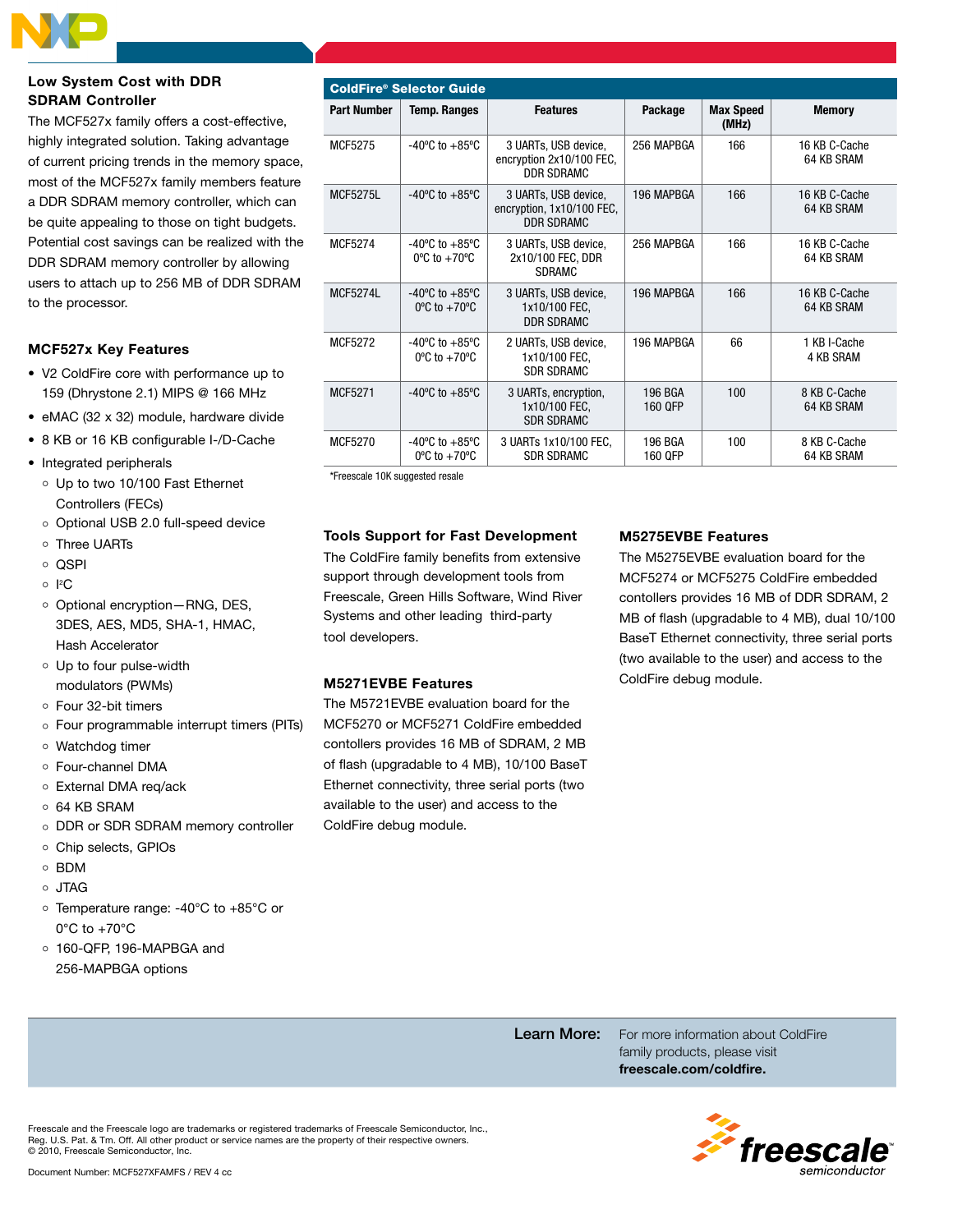## Low System Cost with DDR SDRAM Controller

The MCF527x family offers a cost-effective, highly integrated solution. Taking advantage of current pricing trends in the memory space, most of the MCF527x family members feature a DDR SDRAM memory controller, which can be quite appealing to those on tight budgets. Potential cost savings can be realized with the DDR SDRAM memory controller by allowing users to attach up to 256 MB of DDR SDRAM to the processor.

## MCF527x Key Features

- V2 ColdFire core with performance up to 159 (Dhrystone 2.1) MIPS @ 166 MHz
- eMAC (32 x 32) module, hardware divide
- 8 KB or 16 KB configurable I-/D-Cache
- Integrated peripherals
  - Up to two 10/100 Fast Ethernet Controllers (FECs)
  - Optional USB 2.0 full-speed device
  - Three UARTs
  - QSPI
  - I²C
  - Optional encryption—RNG, DES, 3DES, AES, MD5, SHA-1, HMAC, Hash Accelerator
  - Up to four pulse-width modulators (PWMs)
  - Four 32-bit timers
  - Four programmable interrupt timers (PITs)
  - Watchdog timer
  - Four-channel DMA
  - External DMA req/ack
  - 64 KB SRAM
  - DDR or SDR SDRAM memory controller
  - Chip selects, GPIOs
  - BDM
  - JTAG
  - Temperature range: -40°C to +85°C or 0°C to +70°C
  - 160-QFP, 196-MAPBGA and 256-MAPBGA options

**ColdFire® Selector Guide**

| Part Number | Temp. Ranges | Features | Package | Max Speed (MHz) | Memory |
|---|---|---|---|---|---|
| MCF5275 | -40°C to +85°C | 3 UARTs, USB device, encryption 2x10/100 FEC, DDR SDRAMC | 256 MAPBGA | 166 | 16 KB C-Cache 64 KB SRAM |
| MCF5275L | -40°C to +85°C | 3 UARTs, USB device, encryption, 1x10/100 FEC, DDR SDRAMC | 196 MAPBGA | 166 | 16 KB C-Cache 64 KB SRAM |
| MCF5274 | -40°C to +85°C 0°C to +70°C | 3 UARTs, USB device, 2x10/100 FEC, DDR SDRAMC | 256 MAPBGA | 166 | 16 KB C-Cache 64 KB SRAM |
| MCF5274L | -40°C to +85°C 0°C to +70°C | 3 UARTs, USB device, 1x10/100 FEC, DDR SDRAMC | 196 MAPBGA | 166 | 16 KB C-Cache 64 KB SRAM |
| MCF5272 | -40°C to +85°C 0°C to +70°C | 2 UARTs, USB device, 1x10/100 FEC, SDR SDRAMC | 196 MAPBGA | 66 | 1 KB I-Cache 4 KB SRAM |
| MCF5271 | -40°C to +85°C | 3 UARTs, encryption, 1x10/100 FEC, SDR SDRAMC | 196 BGA 160 QFP | 100 | 8 KB C-Cache 64 KB SRAM |
| MCF5270 | -40°C to +85°C 0°C to +70°C | 3 UARTs 1x10/100 FEC, SDR SDRAMC | 196 BGA 160 QFP | 100 | 8 KB C-Cache 64 KB SRAM |

*Freescale 10K suggested resale

## Tools Support for Fast Development

The ColdFire family benefits from extensive support through development tools from Freescale, Green Hills Software, Wind River Systems and other leading third-party tool developers.

## M5271EVBE Features

The M5721EVBE evaluation board for the MCF5270 or MCF5271 ColdFire embedded contollers provides 16 MB of SDRAM, 2 MB of flash (upgradable to 4 MB), 10/100 BaseT Ethernet connectivity, three serial ports (two available to the user) and access to the ColdFire debug module.

## M5275EVBE Features

The M5275EVBE evaluation board for the MCF5274 or MCF5275 ColdFire embedded contollers provides 16 MB of DDR SDRAM, 2 MB of flash (upgradable to 4 MB), dual 10/100 BaseT Ethernet connectivity, three serial ports (two available to the user) and access to the ColdFire debug module.

**Learn More:** For more information about ColdFire family products, please visit **freescale.com/coldfire.**

Freescale and the Freescale logo are trademarks or registered trademarks of Freescale Semiconductor, Inc., Reg. U.S. Pat. & Tm. Off. All other product or service names are the property of their respective owners.
© 2010, Freescale Semiconductor, Inc.

Document Number: MCF527XFAMFS / REV 4 cc